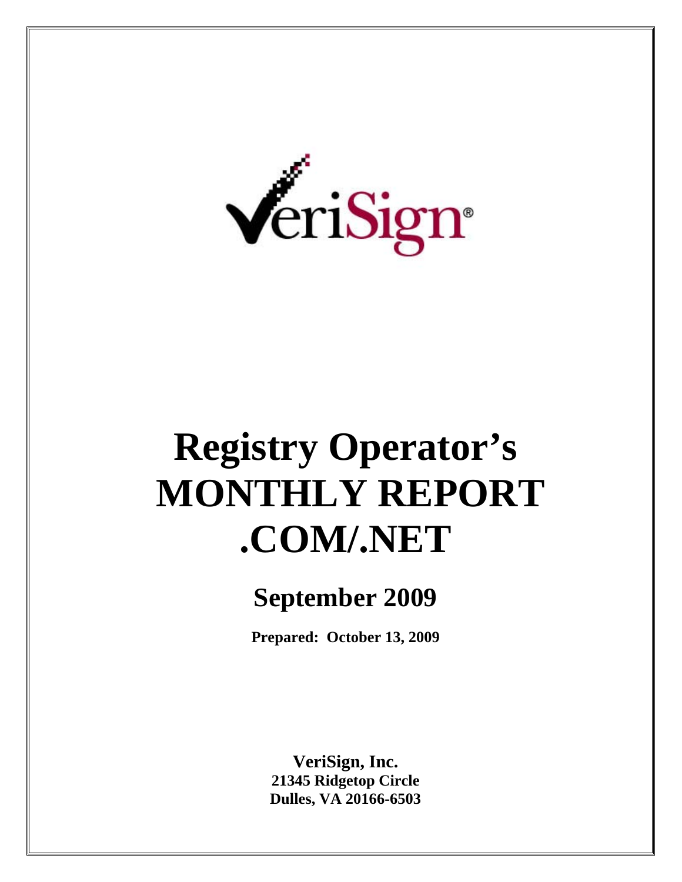# Registry Operator's MONTHLY REPORT .COM/.NET

## September 2009

**Prepared: October 13, 2009**

**VeriSign, Inc.**
**21345 Ridgetop Circle**
**Dulles, VA 20166-6503**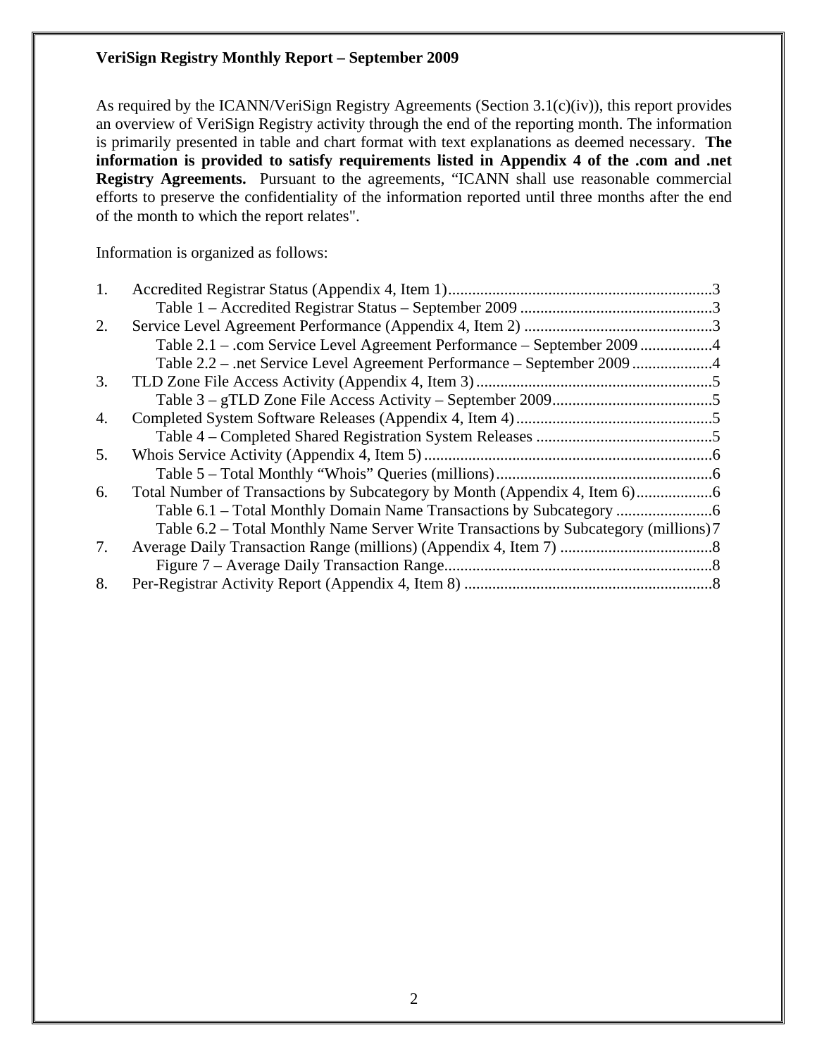**VeriSign Registry Monthly Report – September 2009**

As required by the ICANN/VeriSign Registry Agreements (Section 3.1(c)(iv)), this report provides an overview of VeriSign Registry activity through the end of the reporting month. The information is primarily presented in table and chart format with text explanations as deemed necessary. **The information is provided to satisfy requirements listed in Appendix 4 of the .com and .net Registry Agreements.** Pursuant to the agreements, "ICANN shall use reasonable commercial efforts to preserve the confidentiality of the information reported until three months after the end of the month to which the report relates".

Information is organized as follows:

1. Accredited Registrar Status (Appendix 4, Item 1)....................3
   - Table 1 – Accredited Registrar Status – September 2009 ....................3
2. Service Level Agreement Performance (Appendix 4, Item 2) ....................3
   - Table 2.1 – .com Service Level Agreement Performance – September 2009 ....................4
   - Table 2.2 – .net Service Level Agreement Performance – September 2009 ....................4
3. TLD Zone File Access Activity (Appendix 4, Item 3)....................5
   - Table 3 – gTLD Zone File Access Activity – September 2009....................5
4. Completed System Software Releases (Appendix 4, Item 4)....................5
   - Table 4 – Completed Shared Registration System Releases ....................5
5. Whois Service Activity (Appendix 4, Item 5)....................6
   - Table 5 – Total Monthly "Whois" Queries (millions)....................6
6. Total Number of Transactions by Subcategory by Month (Appendix 4, Item 6)....................6
   - Table 6.1 – Total Monthly Domain Name Transactions by Subcategory ....................6
   - Table 6.2 – Total Monthly Name Server Write Transactions by Subcategory (millions) 7
7. Average Daily Transaction Range (millions) (Appendix 4, Item 7) ....................8
   - Figure 7 – Average Daily Transaction Range....................8
8. Per-Registrar Activity Report (Appendix 4, Item 8) ....................8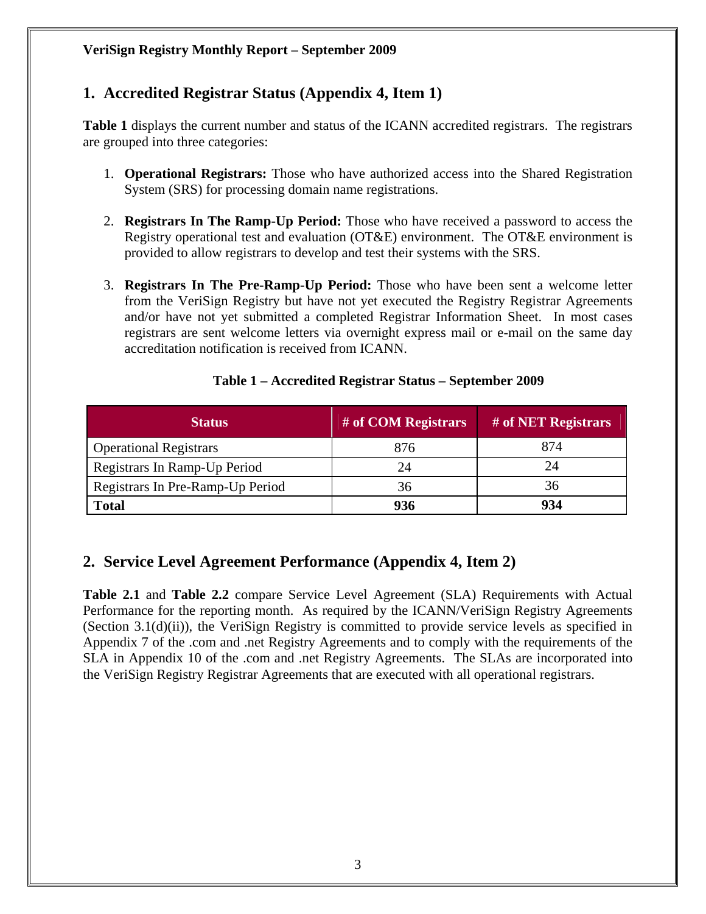## 1. Accredited Registrar Status (Appendix 4, Item 1)

**Table 1** displays the current number and status of the ICANN accredited registrars. The registrars are grouped into three categories:

1. **Operational Registrars:** Those who have authorized access into the Shared Registration System (SRS) for processing domain name registrations.
2. **Registrars In The Ramp-Up Period:** Those who have received a password to access the Registry operational test and evaluation (OT&E) environment. The OT&E environment is provided to allow registrars to develop and test their systems with the SRS.
3. **Registrars In The Pre-Ramp-Up Period:** Those who have been sent a welcome letter from the VeriSign Registry but have not yet executed the Registry Registrar Agreements and/or have not yet submitted a completed Registrar Information Sheet. In most cases registrars are sent welcome letters via overnight express mail or e-mail on the same day accreditation notification is received from ICANN.

**Table 1 – Accredited Registrar Status – September 2009**

| Status | # of COM Registrars | # of NET Registrars |
|---|---|---|
| Operational Registrars | 876 | 874 |
| Registrars In Ramp-Up Period | 24 | 24 |
| Registrars In Pre-Ramp-Up Period | 36 | 36 |
| **Total** | **936** | **934** |

## 2. Service Level Agreement Performance (Appendix 4, Item 2)

**Table 2.1** and **Table 2.2** compare Service Level Agreement (SLA) Requirements with Actual Performance for the reporting month. As required by the ICANN/VeriSign Registry Agreements (Section 3.1(d)(ii)), the VeriSign Registry is committed to provide service levels as specified in Appendix 7 of the .com and .net Registry Agreements and to comply with the requirements of the SLA in Appendix 10 of the .com and .net Registry Agreements. The SLAs are incorporated into the VeriSign Registry Registrar Agreements that are executed with all operational registrars.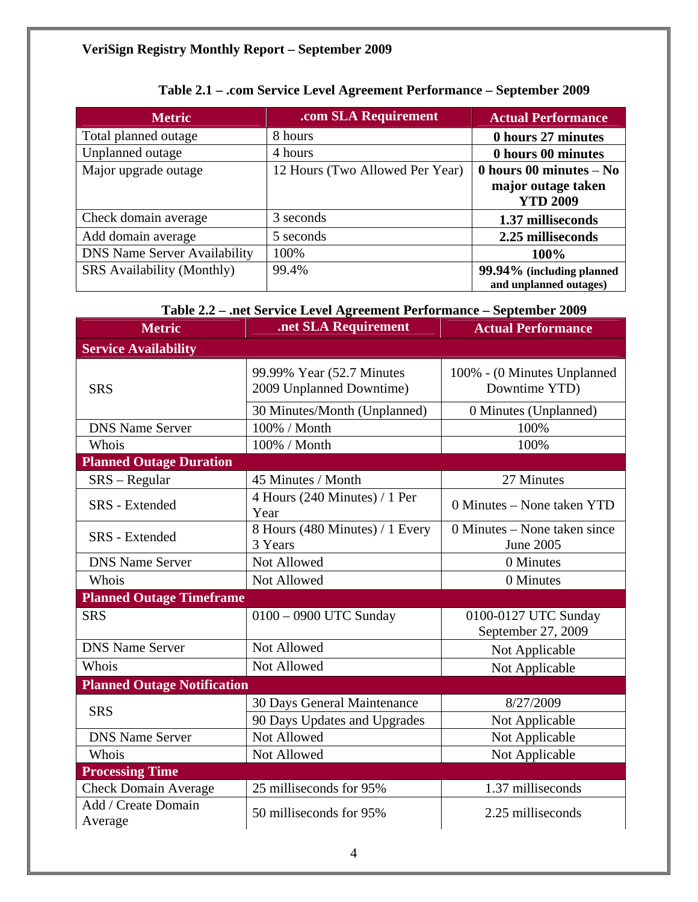## VeriSign Registry Monthly Report – September 2009

### Table 2.1 – .com Service Level Agreement Performance – September 2009

| Metric | .com SLA Requirement | Actual Performance |
|---|---|---|
| Total planned outage | 8 hours | **0 hours 27 minutes** |
| Unplanned outage | 4 hours | **0 hours 00 minutes** |
| Major upgrade outage | 12 Hours (Two Allowed Per Year) | **0 hours 00 minutes – No major outage taken YTD 2009** |
| Check domain average | 3 seconds | **1.37 milliseconds** |
| Add domain average | 5 seconds | **2.25 milliseconds** |
| DNS Name Server Availability | 100% | **100%** |
| SRS Availability (Monthly) | 99.4% | **99.94% (including planned and unplanned outages)** |

### Table 2.2 – .net Service Level Agreement Performance – September 2009

| Metric | .net SLA Requirement | Actual Performance |
|---|---|---|
| **Service Availability** | | |
| SRS | 99.99% Year (52.7 Minutes 2009 Unplanned Downtime) | 100% - (0 Minutes Unplanned Downtime YTD) |
| | 30 Minutes/Month (Unplanned) | 0 Minutes (Unplanned) |
| DNS Name Server | 100% / Month | 100% |
| Whois | 100% / Month | 100% |
| **Planned Outage Duration** | | |
| SRS – Regular | 45 Minutes / Month | 27 Minutes |
| SRS - Extended | 4 Hours (240 Minutes) / 1 Per Year | 0 Minutes – None taken YTD |
| SRS - Extended | 8 Hours (480 Minutes) / 1 Every 3 Years | 0 Minutes – None taken since June 2005 |
| DNS Name Server | Not Allowed | 0 Minutes |
| Whois | Not Allowed | 0 Minutes |
| **Planned Outage Timeframe** | | |
| SRS | 0100 – 0900 UTC Sunday | 0100-0127 UTC Sunday September 27, 2009 |
| DNS Name Server | Not Allowed | Not Applicable |
| Whois | Not Allowed | Not Applicable |
| **Planned Outage Notification** | | |
| SRS | 30 Days General Maintenance | 8/27/2009 |
| | 90 Days Updates and Upgrades | Not Applicable |
| DNS Name Server | Not Allowed | Not Applicable |
| Whois | Not Allowed | Not Applicable |
| **Processing Time** | | |
| Check Domain Average | 25 milliseconds for 95% | 1.37 milliseconds |
| Add / Create Domain Average | 50 milliseconds for 95% | 2.25 milliseconds |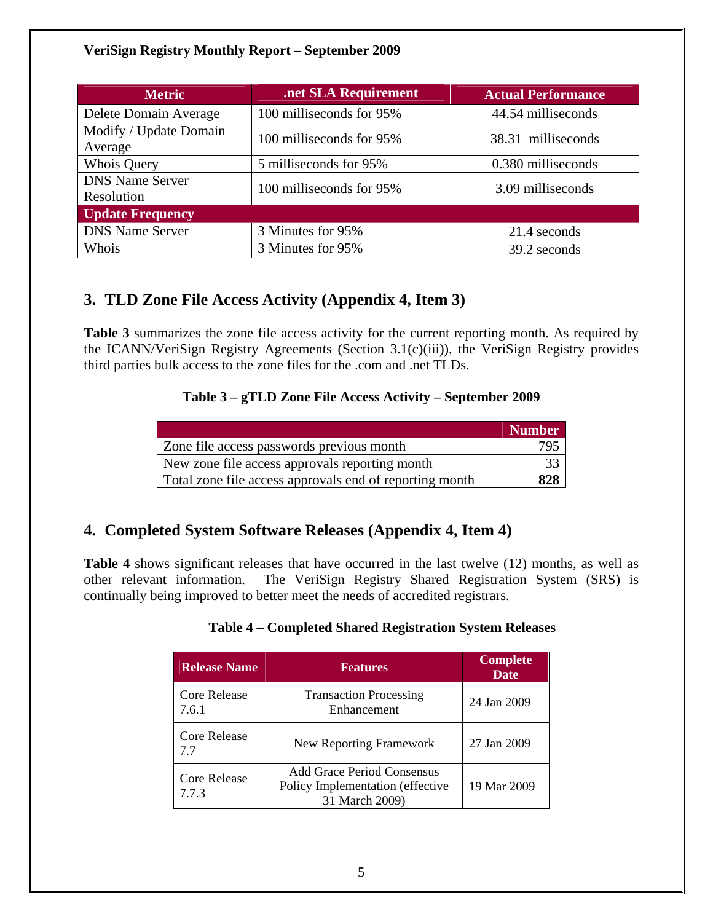**VeriSign Registry Monthly Report – September 2009**

| Metric | .net SLA Requirement | Actual Performance |
|---|---|---|
| Delete Domain Average | 100 milliseconds for 95% | 44.54 milliseconds |
| Modify / Update Domain Average | 100 milliseconds for 95% | 38.31 milliseconds |
| Whois Query | 5 milliseconds for 95% | 0.380 milliseconds |
| DNS Name Server Resolution | 100 milliseconds for 95% | 3.09 milliseconds |
| **Update Frequency** | | |
| DNS Name Server | 3 Minutes for 95% | 21.4 seconds |
| Whois | 3 Minutes for 95% | 39.2 seconds |

## 3. TLD Zone File Access Activity (Appendix 4, Item 3)

**Table 3** summarizes the zone file access activity for the current reporting month. As required by the ICANN/VeriSign Registry Agreements (Section 3.1(c)(iii)), the VeriSign Registry provides third parties bulk access to the zone files for the .com and .net TLDs.

**Table 3 – gTLD Zone File Access Activity – September 2009**

| | Number |
|---|---|
| Zone file access passwords previous month | 795 |
| New zone file access approvals reporting month | 33 |
| Total zone file access approvals end of reporting month | **828** |

## 4. Completed System Software Releases (Appendix 4, Item 4)

**Table 4** shows significant releases that have occurred in the last twelve (12) months, as well as other relevant information. The VeriSign Registry Shared Registration System (SRS) is continually being improved to better meet the needs of accredited registrars.

**Table 4 – Completed Shared Registration System Releases**

| Release Name | Features | Complete Date |
|---|---|---|
| Core Release 7.6.1 | Transaction Processing Enhancement | 24 Jan 2009 |
| Core Release 7.7 | New Reporting Framework | 27 Jan 2009 |
| Core Release 7.7.3 | Add Grace Period Consensus Policy Implementation (effective 31 March 2009) | 19 Mar 2009 |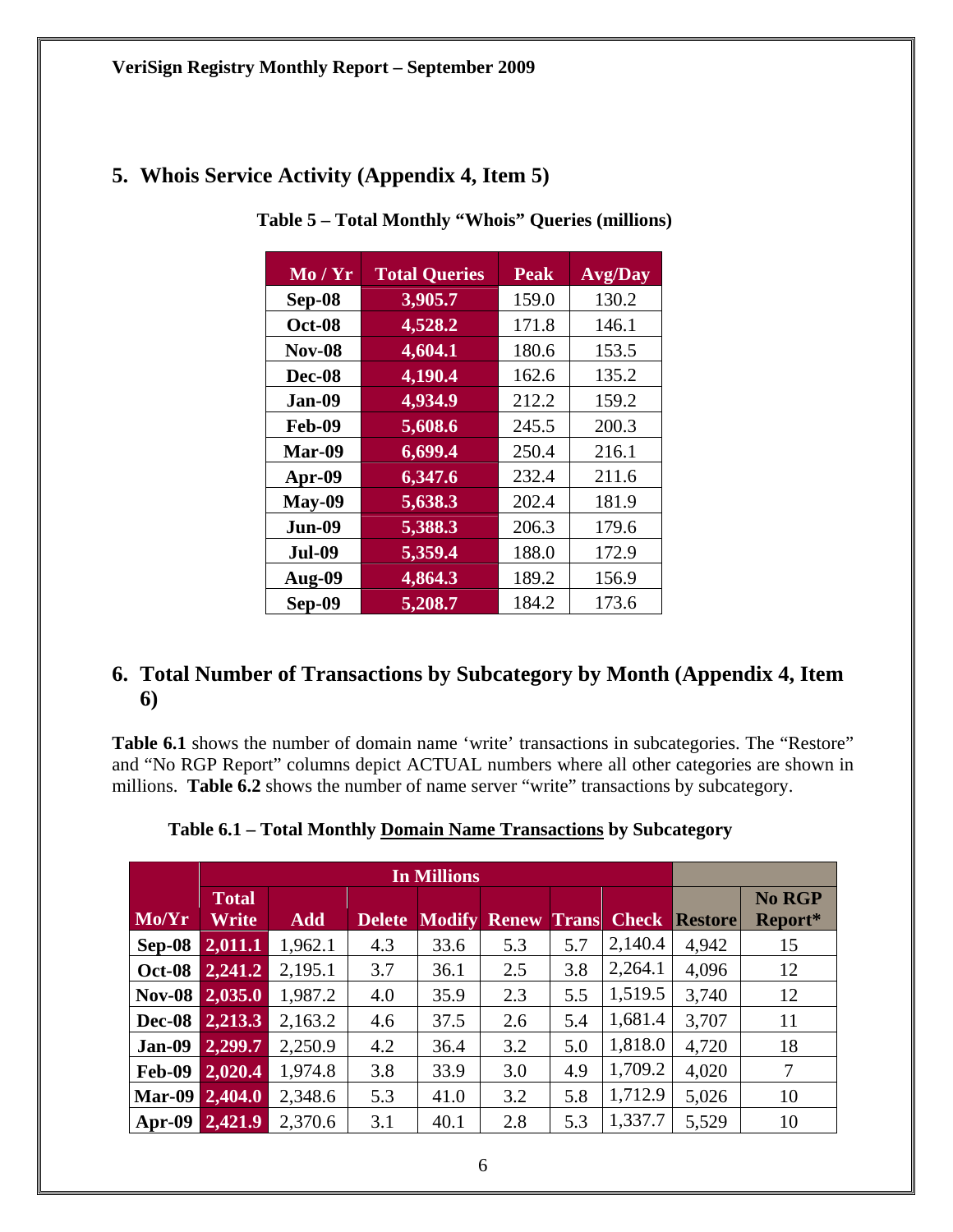## 5. Whois Service Activity (Appendix 4, Item 5)

**Table 5 – Total Monthly "Whois" Queries (millions)**

| Mo / Yr | Total Queries | Peak | Avg/Day |
|---|---|---|---|
| Sep-08 | 3,905.7 | 159.0 | 130.2 |
| Oct-08 | 4,528.2 | 171.8 | 146.1 |
| Nov-08 | 4,604.1 | 180.6 | 153.5 |
| Dec-08 | 4,190.4 | 162.6 | 135.2 |
| Jan-09 | 4,934.9 | 212.2 | 159.2 |
| Feb-09 | 5,608.6 | 245.5 | 200.3 |
| Mar-09 | 6,699.4 | 250.4 | 216.1 |
| Apr-09 | 6,347.6 | 232.4 | 211.6 |
| May-09 | 5,638.3 | 202.4 | 181.9 |
| Jun-09 | 5,388.3 | 206.3 | 179.6 |
| Jul-09 | 5,359.4 | 188.0 | 172.9 |
| Aug-09 | 4,864.3 | 189.2 | 156.9 |
| Sep-09 | 5,208.7 | 184.2 | 173.6 |

## 6. Total Number of Transactions by Subcategory by Month (Appendix 4, Item 6)

**Table 6.1** shows the number of domain name 'write' transactions in subcategories. The "Restore" and "No RGP Report" columns depict ACTUAL numbers where all other categories are shown in millions. **Table 6.2** shows the number of name server "write" transactions by subcategory.

**Table 6.1 – Total Monthly Domain Name Transactions by Subcategory**

| | In Millions | | | | | | | | |
|---|---|---|---|---|---|---|---|---|---|
| Mo/Yr | Total Write | Add | Delete | Modify | Renew | Trans | Check | Restore | No RGP Report* |
| Sep-08 | 2,011.1 | 1,962.1 | 4.3 | 33.6 | 5.3 | 5.7 | 2,140.4 | 4,942 | 15 |
| Oct-08 | 2,241.2 | 2,195.1 | 3.7 | 36.1 | 2.5 | 3.8 | 2,264.1 | 4,096 | 12 |
| Nov-08 | 2,035.0 | 1,987.2 | 4.0 | 35.9 | 2.3 | 5.5 | 1,519.5 | 3,740 | 12 |
| Dec-08 | 2,213.3 | 2,163.2 | 4.6 | 37.5 | 2.6 | 5.4 | 1,681.4 | 3,707 | 11 |
| Jan-09 | 2,299.7 | 2,250.9 | 4.2 | 36.4 | 3.2 | 5.0 | 1,818.0 | 4,720 | 18 |
| Feb-09 | 2,020.4 | 1,974.8 | 3.8 | 33.9 | 3.0 | 4.9 | 1,709.2 | 4,020 | 7 |
| Mar-09 | 2,404.0 | 2,348.6 | 5.3 | 41.0 | 3.2 | 5.8 | 1,712.9 | 5,026 | 10 |
| Apr-09 | 2,421.9 | 2,370.6 | 3.1 | 40.1 | 2.8 | 5.3 | 1,337.7 | 5,529 | 10 |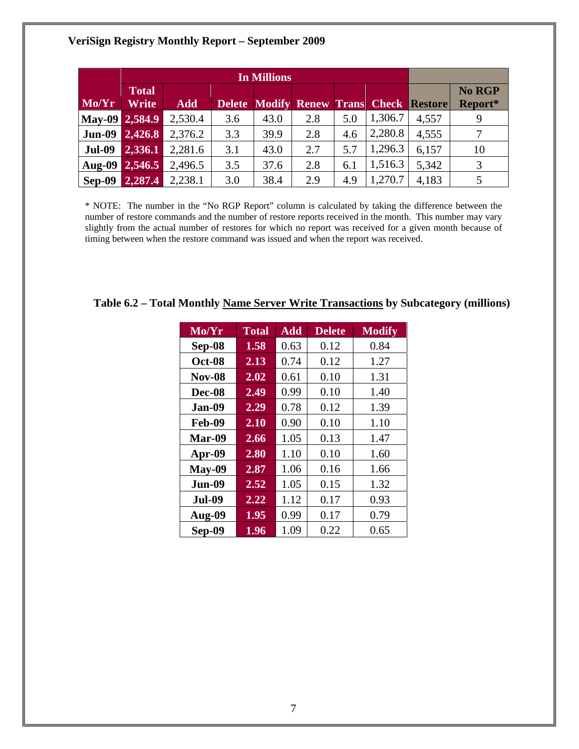**VeriSign Registry Monthly Report – September 2009**

| | In Millions | | | | | | | | |
|---|---|---|---|---|---|---|---|---|---|
| Mo/Yr | Total Write | Add | Delete | Modify | Renew | Trans | Check | Restore | No RGP Report* |
| May-09 | 2,584.9 | 2,530.4 | 3.6 | 43.0 | 2.8 | 5.0 | 1,306.7 | 4,557 | 9 |
| Jun-09 | 2,426.8 | 2,376.2 | 3.3 | 39.9 | 2.8 | 4.6 | 2,280.8 | 4,555 | 7 |
| Jul-09 | 2,336.1 | 2,281.6 | 3.1 | 43.0 | 2.7 | 5.7 | 1,296.3 | 6,157 | 10 |
| Aug-09 | 2,546.5 | 2,496.5 | 3.5 | 37.6 | 2.8 | 6.1 | 1,516.3 | 5,342 | 3 |
| Sep-09 | 2,287.4 | 2,238.1 | 3.0 | 38.4 | 2.9 | 4.9 | 1,270.7 | 4,183 | 5 |

* NOTE: The number in the "No RGP Report" column is calculated by taking the difference between the number of restore commands and the number of restore reports received in the month. This number may vary slightly from the actual number of restores for which no report was received for a given month because of timing between when the restore command was issued and when the report was received.

**Table 6.2 – Total Monthly Name Server Write Transactions by Subcategory (millions)**

| Mo/Yr | Total | Add | Delete | Modify |
|---|---|---|---|---|
| Sep-08 | 1.58 | 0.63 | 0.12 | 0.84 |
| Oct-08 | 2.13 | 0.74 | 0.12 | 1.27 |
| Nov-08 | 2.02 | 0.61 | 0.10 | 1.31 |
| Dec-08 | 2.49 | 0.99 | 0.10 | 1.40 |
| Jan-09 | 2.29 | 0.78 | 0.12 | 1.39 |
| Feb-09 | 2.10 | 0.90 | 0.10 | 1.10 |
| Mar-09 | 2.66 | 1.05 | 0.13 | 1.47 |
| Apr-09 | 2.80 | 1.10 | 0.10 | 1.60 |
| May-09 | 2.87 | 1.06 | 0.16 | 1.66 |
| Jun-09 | 2.52 | 1.05 | 0.15 | 1.32 |
| Jul-09 | 2.22 | 1.12 | 0.17 | 0.93 |
| Aug-09 | 1.95 | 0.99 | 0.17 | 0.79 |
| Sep-09 | 1.96 | 1.09 | 0.22 | 0.65 |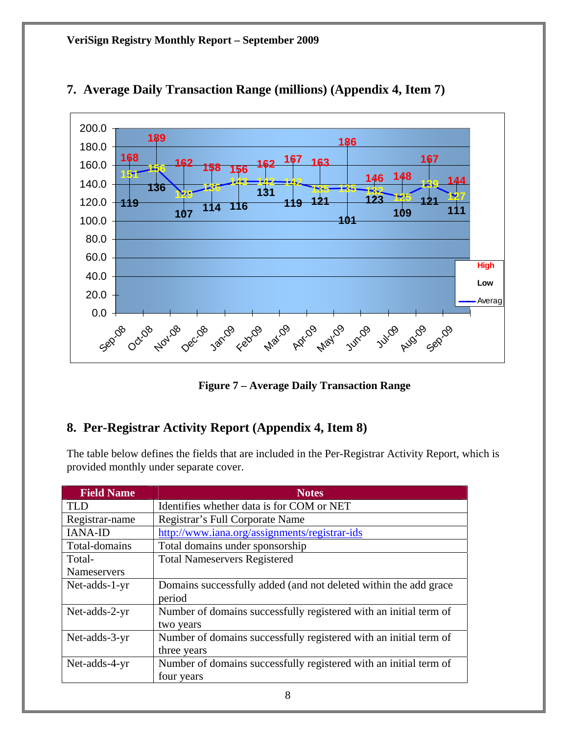## 7. Average Daily Transaction Range (millions) (Appendix 4, Item 7)

| Month | High | Average | Low |
|---|---|---|---|
| Sep-08 | 168 | 151 | 119 |
| Oct-08 | 189 | 156 | 136 |
| Nov-08 | 162 | 129 | 107 |
| Dec-08 | 158 | 136 | 114 |
| Jan-09 | 156 | 143 | 116 |
| Feb-09 | 162 | 142 | 131 |
| Mar-09 | 167 | 142 | 119 |
| Apr-09 | 163 | 135 | 121 |
| May-09 | 186 | 135 | 101 |
| Jun-09 | 146 | 132 | 123 |
| Jul-09 | 148 | 125 | 109 |
| Aug-09 | 167 | 139 | 121 |
| Sep-09 | 144 | 127 | 111 |

**Figure 7 – Average Daily Transaction Range**

## 8. Per-Registrar Activity Report (Appendix 4, Item 8)

The table below defines the fields that are included in the Per-Registrar Activity Report, which is provided monthly under separate cover.

| Field Name | Notes |
|---|---|
| TLD | Identifies whether data is for COM or NET |
| Registrar-name | Registrar's Full Corporate Name |
| IANA-ID | http://www.iana.org/assignments/registrar-ids |
| Total-domains | Total domains under sponsorship |
| Total-Nameservers | Total Nameservers Registered |
| Net-adds-1-yr | Domains successfully added (and not deleted within the add grace period |
| Net-adds-2-yr | Number of domains successfully registered with an initial term of two years |
| Net-adds-3-yr | Number of domains successfully registered with an initial term of three years |
| Net-adds-4-yr | Number of domains successfully registered with an initial term of four years |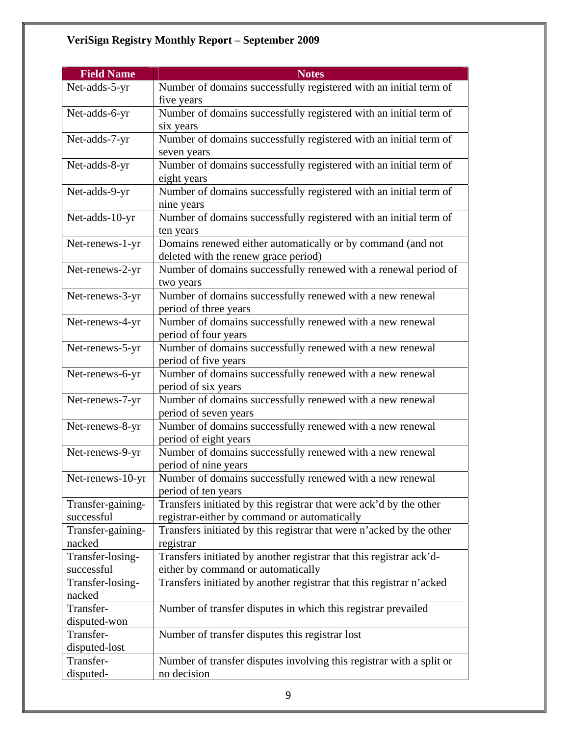**VeriSign Registry Monthly Report – September 2009**

| Field Name | Notes |
|---|---|
| Net-adds-5-yr | Number of domains successfully registered with an initial term of five years |
| Net-adds-6-yr | Number of domains successfully registered with an initial term of six years |
| Net-adds-7-yr | Number of domains successfully registered with an initial term of seven years |
| Net-adds-8-yr | Number of domains successfully registered with an initial term of eight years |
| Net-adds-9-yr | Number of domains successfully registered with an initial term of nine years |
| Net-adds-10-yr | Number of domains successfully registered with an initial term of ten years |
| Net-renews-1-yr | Domains renewed either automatically or by command (and not deleted with the renew grace period) |
| Net-renews-2-yr | Number of domains successfully renewed with a renewal period of two years |
| Net-renews-3-yr | Number of domains successfully renewed with a new renewal period of three years |
| Net-renews-4-yr | Number of domains successfully renewed with a new renewal period of four years |
| Net-renews-5-yr | Number of domains successfully renewed with a new renewal period of five years |
| Net-renews-6-yr | Number of domains successfully renewed with a new renewal period of six years |
| Net-renews-7-yr | Number of domains successfully renewed with a new renewal period of seven years |
| Net-renews-8-yr | Number of domains successfully renewed with a new renewal period of eight years |
| Net-renews-9-yr | Number of domains successfully renewed with a new renewal period of nine years |
| Net-renews-10-yr | Number of domains successfully renewed with a new renewal period of ten years |
| Transfer-gaining-successful | Transfers initiated by this registrar that were ack'd by the other registrar-either by command or automatically |
| Transfer-gaining-nacked | Transfers initiated by this registrar that were n'acked by the other registrar |
| Transfer-losing-successful | Transfers initiated by another registrar that this registrar ack'd-either by command or automatically |
| Transfer-losing-nacked | Transfers initiated by another registrar that this registrar n'acked |
| Transfer-disputed-won | Number of transfer disputes in which this registrar prevailed |
| Transfer-disputed-lost | Number of transfer disputes this registrar lost |
| Transfer-disputed- | Number of transfer disputes involving this registrar with a split or no decision |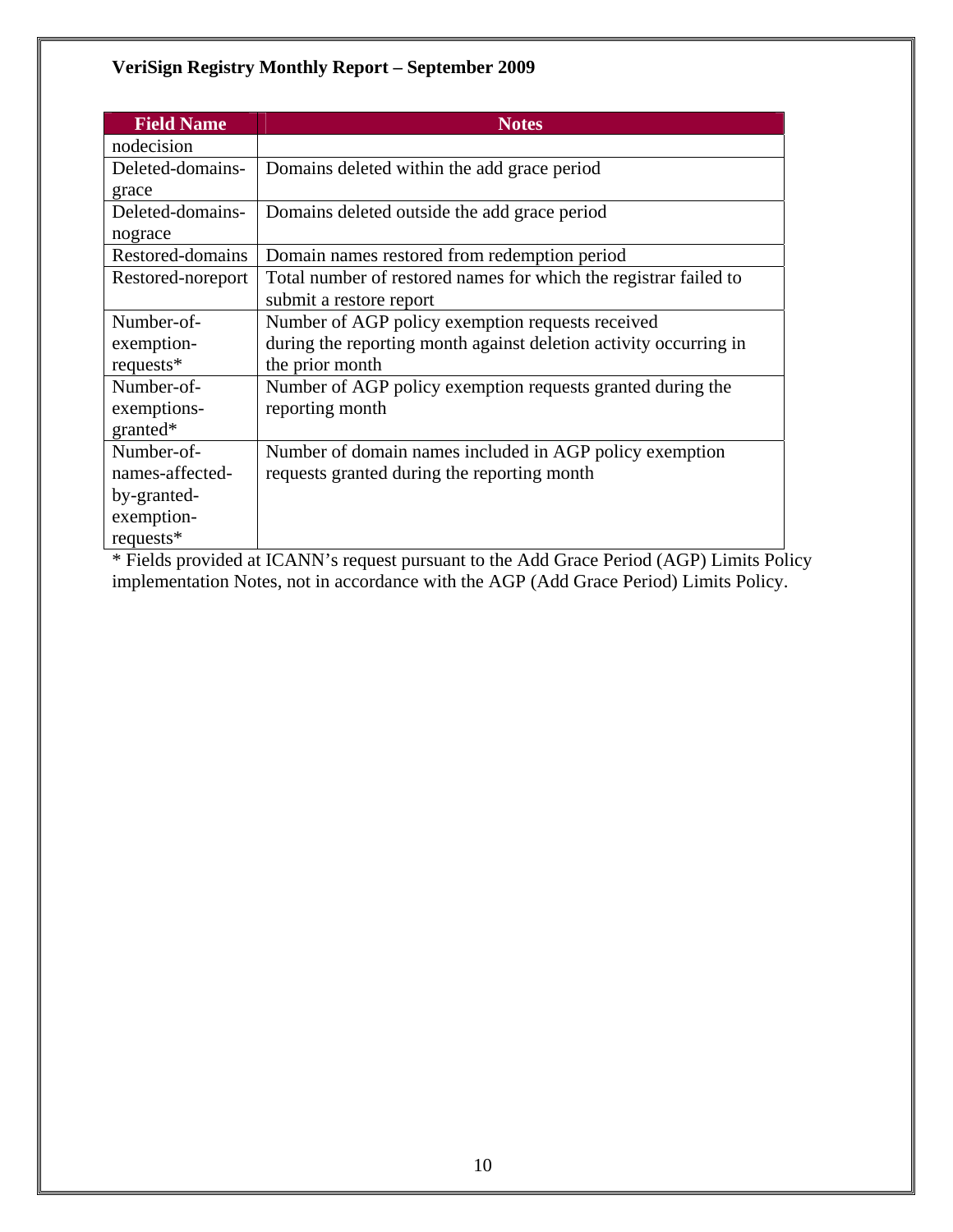**VeriSign Registry Monthly Report – September 2009**

| Field Name | Notes |
| --- | --- |
| nodecision | |
| Deleted-domains-grace | Domains deleted within the add grace period |
| Deleted-domains-nograce | Domains deleted outside the add grace period |
| Restored-domains | Domain names restored from redemption period |
| Restored-noreport | Total number of restored names for which the registrar failed to submit a restore report |
| Number-of-exemption-requests* | Number of AGP policy exemption requests received during the reporting month against deletion activity occurring in the prior month |
| Number-of-exemptions-granted* | Number of AGP policy exemption requests granted during the reporting month |
| Number-of-names-affected-by-granted-exemption-requests* | Number of domain names included in AGP policy exemption requests granted during the reporting month |

* Fields provided at ICANN's request pursuant to the Add Grace Period (AGP) Limits Policy implementation Notes, not in accordance with the AGP (Add Grace Period) Limits Policy.